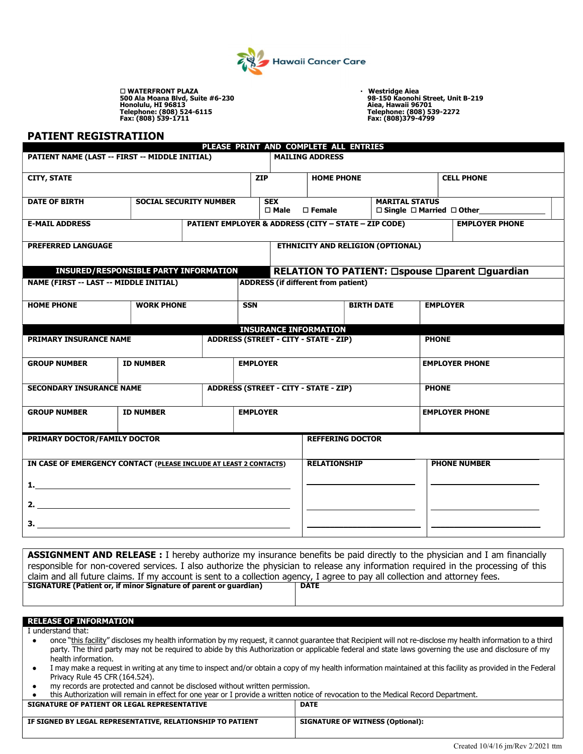Hawaii Cancer Care

☐ WATERFRONT PLAZA
500 Ala Moana Blvd, Suite #6-230
Honolulu, HI 96813
Telephone: (808) 524-6115
Fax: (808) 539-1711

· Westridge Aiea
98-150 Kaonohi Street, Unit B-219
Aiea, Hawaii 96701
Telephone: (808) 539-2272
Fax: (808)379-4799

## PATIENT REGISTRATIION

**PLEASE PRINT AND COMPLETE ALL ENTRIES**

| PATIENT NAME (LAST -- FIRST -- MIDDLE INITIAL) | | MAILING ADDRESS | |
|---|---|---|---|
| CITY, STATE | ZIP | HOME PHONE | CELL PHONE |
| DATE OF BIRTH | SOCIAL SECURITY NUMBER | SEX ☐ Male ☐ Female | MARITAL STATUS ☐ Single ☐ Married ☐ Other________ |
| E-MAIL ADDRESS | PATIENT EMPLOYER & ADDRESS (CITY – STATE – ZIP CODE) | | EMPLOYER PHONE |
| PREFERRED LANGUAGE | | ETHNICITY AND RELIGION (OPTIONAL) | |

**INSURED/RESPONSIBLE PARTY INFORMATION** | **RELATION TO PATIENT: ☐spouse ☐parent ☐guardian**

| NAME (FIRST -- LAST -- MIDDLE INITIAL) | | ADDRESS (if different from patient) | | |
|---|---|---|---|---|
| HOME PHONE | WORK PHONE | SSN | BIRTH DATE | EMPLOYER |

**INSURANCE INFORMATION**

| PRIMARY INSURANCE NAME | | ADDRESS (STREET - CITY - STATE - ZIP) | PHONE |
|---|---|---|---|
| GROUP NUMBER | ID NUMBER | EMPLOYER | EMPLOYER PHONE |
| SECONDARY INSURANCE NAME | | ADDRESS (STREET - CITY - STATE - ZIP) | PHONE |
| GROUP NUMBER | ID NUMBER | EMPLOYER | EMPLOYER PHONE |

| PRIMARY DOCTOR/FAMILY DOCTOR | REFFERING DOCTOR | |
|---|---|---|
| IN CASE OF EMERGENCY CONTACT (PLEASE INCLUDE AT LEAST 2 CONTACTS) | RELATIONSHIP | PHONE NUMBER |
| 1.______________________________ | ______________ | ______________ |
| 2.______________________________ | ______________ | ______________ |
| 3.______________________________ | ______________ | ______________ |

**ASSIGNMENT AND RELEASE :** I hereby authorize my insurance benefits be paid directly to the physician and I am financially responsible for non-covered services. I also authorize the physician to release any information required in the processing of this claim and all future claims. If my account is sent to a collection agency, I agree to pay all collection and attorney fees.

| SIGNATURE (Patient or, if minor Signature of parent or guardian) | DATE |
|---|---|
| | |

**RELEASE OF INFORMATION**

I understand that:

- once "this facility" discloses my health information by my request, it cannot guarantee that Recipient will not re-disclose my health information to a third party. The third party may not be required to abide by this Authorization or applicable federal and state laws governing the use and disclosure of my health information.
- I may make a request in writing at any time to inspect and/or obtain a copy of my health information maintained at this facility as provided in the Federal Privacy Rule 45 CFR (164.524).
- my records are protected and cannot be disclosed without written permission.
- this Authorization will remain in effect for one year or I provide a written notice of revocation to the Medical Record Department.

| SIGNATURE OF PATIENT OR LEGAL REPRESENTATIVE | DATE |
|---|---|
| IF SIGNED BY LEGAL REPRESENTATIVE, RELATIONSHIP TO PATIENT | SIGNATURE OF WITNESS (Optional): |

Created 10/4/16 jm/Rev 2/2021 ttm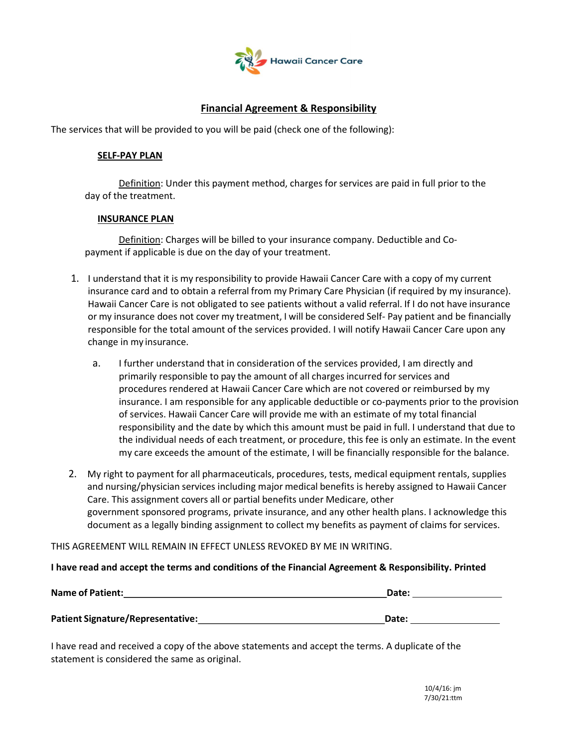Hawaii Cancer Care

## Financial Agreement & Responsibility

The services that will be provided to you will be paid (check one of the following):

**SELF-PAY PLAN**

Definition: Under this payment method, charges for services are paid in full prior to the day of the treatment.

**INSURANCE PLAN**

Definition: Charges will be billed to your insurance company. Deductible and Co-payment if applicable is due on the day of your treatment.

1. I understand that it is my responsibility to provide Hawaii Cancer Care with a copy of my current insurance card and to obtain a referral from my Primary Care Physician (if required by my insurance). Hawaii Cancer Care is not obligated to see patients without a valid referral. If I do not have insurance or my insurance does not cover my treatment, I will be considered Self- Pay patient and be financially responsible for the total amount of the services provided. I will notify Hawaii Cancer Care upon any change in my insurance.

   a. I further understand that in consideration of the services provided, I am directly and primarily responsible to pay the amount of all charges incurred for services and procedures rendered at Hawaii Cancer Care which are not covered or reimbursed by my insurance. I am responsible for any applicable deductible or co-payments prior to the provision of services. Hawaii Cancer Care will provide me with an estimate of my total financial responsibility and the date by which this amount must be paid in full. I understand that due to the individual needs of each treatment, or procedure, this fee is only an estimate. In the event my care exceeds the amount of the estimate, I will be financially responsible for the balance.

2. My right to payment for all pharmaceuticals, procedures, tests, medical equipment rentals, supplies and nursing/physician services including major medical benefits is hereby assigned to Hawaii Cancer Care. This assignment covers all or partial benefits under Medicare, other government sponsored programs, private insurance, and any other health plans. I acknowledge this document as a legally binding assignment to collect my benefits as payment of claims for services.

THIS AGREEMENT WILL REMAIN IN EFFECT UNLESS REVOKED BY ME IN WRITING.

**I have read and accept the terms and conditions of the Financial Agreement & Responsibility. Printed**

**Name of Patient:**\_\_\_\_\_\_\_\_\_\_\_\_\_\_\_\_\_\_\_\_\_\_\_\_\_\_\_\_\_\_\_\_\_\_\_\_ **Date:** \_\_\_\_\_\_\_\_\_\_\_\_\_\_\_

**Patient Signature/Representative:**\_\_\_\_\_\_\_\_\_\_\_\_\_\_\_\_\_\_\_\_\_\_\_\_\_\_\_ **Date:** \_\_\_\_\_\_\_\_\_\_\_\_\_\_\_

I have read and received a copy of the above statements and accept the terms. A duplicate of the statement is considered the same as original.

10/4/16: jm
7/30/21:ttm